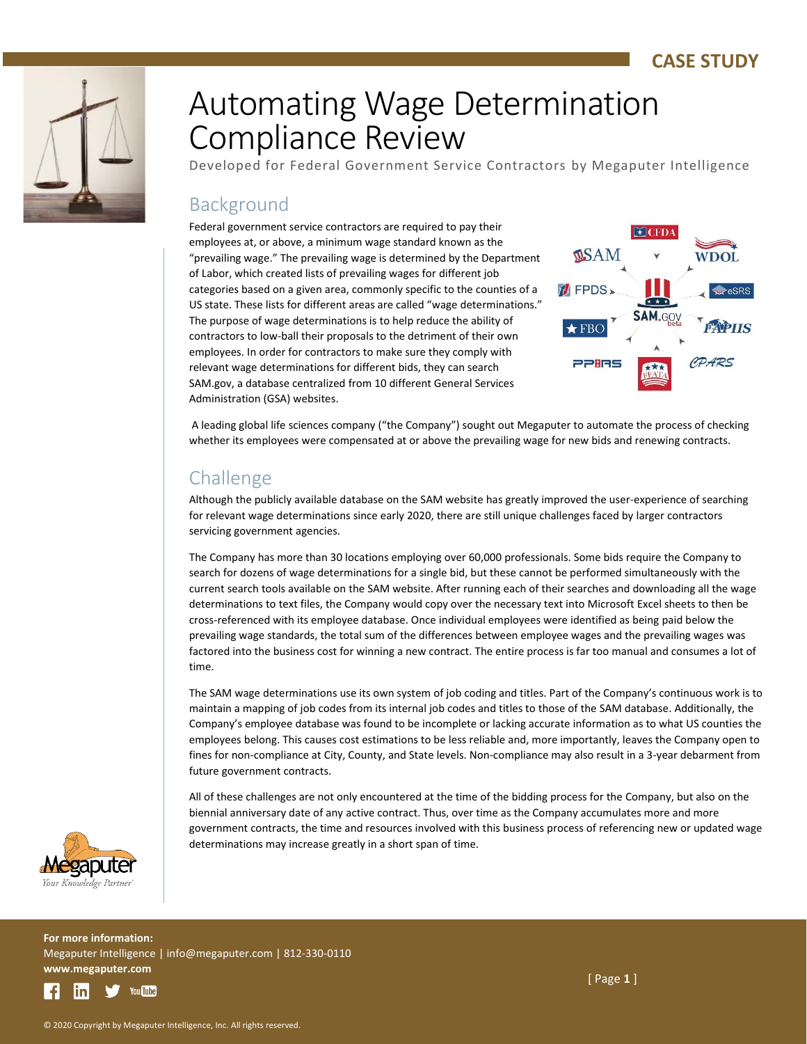CASE STUDY

# Automating Wage Determination Compliance Review

Developed for Federal Government Service Contractors by Megaputer Intelligence

## Background

Federal government service contractors are required to pay their employees at, or above, a minimum wage standard known as the "prevailing wage." The prevailing wage is determined by the Department of Labor, which created lists of prevailing wages for different job categories based on a given area, commonly specific to the counties of a US state. These lists for different areas are called "wage determinations." The purpose of wage determinations is to help reduce the ability of contractors to low-ball their proposals to the detriment of their own employees. In order for contractors to make sure they comply with relevant wage determinations for different bids, they can search SAM.gov, a database centralized from 10 different General Services Administration (GSA) websites.

A leading global life sciences company ("the Company") sought out Megaputer to automate the process of checking whether its employees were compensated at or above the prevailing wage for new bids and renewing contracts.

## Challenge

Although the publicly available database on the SAM website has greatly improved the user-experience of searching for relevant wage determinations since early 2020, there are still unique challenges faced by larger contractors servicing government agencies.

The Company has more than 30 locations employing over 60,000 professionals. Some bids require the Company to search for dozens of wage determinations for a single bid, but these cannot be performed simultaneously with the current search tools available on the SAM website. After running each of their searches and downloading all the wage determinations to text files, the Company would copy over the necessary text into Microsoft Excel sheets to then be cross-referenced with its employee database. Once individual employees were identified as being paid below the prevailing wage standards, the total sum of the differences between employee wages and the prevailing wages was factored into the business cost for winning a new contract. The entire process is far too manual and consumes a lot of time.

The SAM wage determinations use its own system of job coding and titles. Part of the Company's continuous work is to maintain a mapping of job codes from its internal job codes and titles to those of the SAM database. Additionally, the Company's employee database was found to be incomplete or lacking accurate information as to what US counties the employees belong. This causes cost estimations to be less reliable and, more importantly, leaves the Company open to fines for non-compliance at City, County, and State levels. Non-compliance may also result in a 3-year debarment from future government contracts.

All of these challenges are not only encountered at the time of the bidding process for the Company, but also on the biennial anniversary date of any active contract. Thus, over time as the Company accumulates more and more government contracts, the time and resources involved with this business process of referencing new or updated wage determinations may increase greatly in a short span of time.

**For more information:**
Megaputer Intelligence | info@megaputer.com | 812-330-0110
**www.megaputer.com**

© 2020 Copyright by Megaputer Intelligence, Inc. All rights reserved.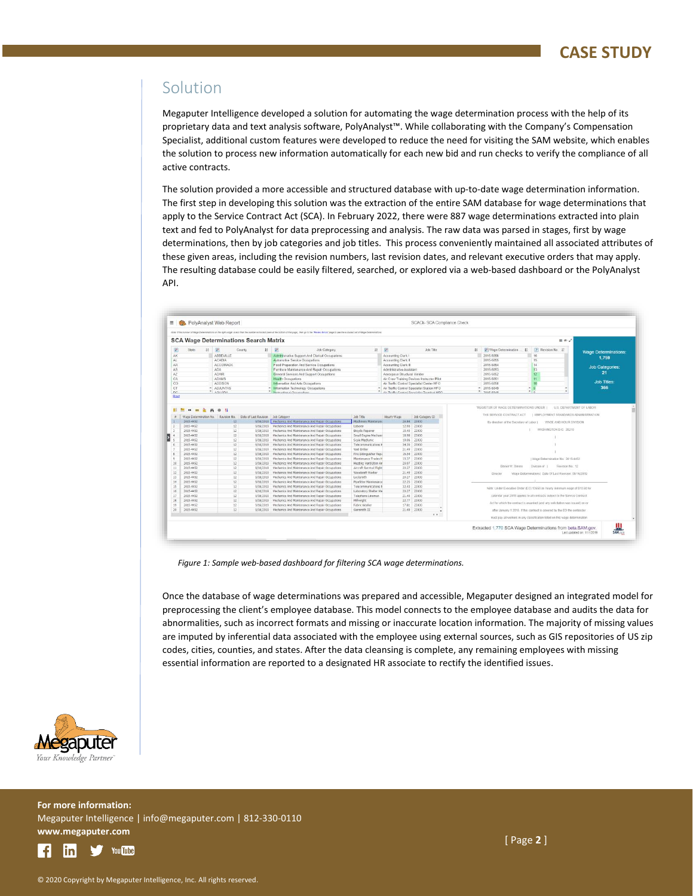## Solution

Megaputer Intelligence developed a solution for automating the wage determination process with the help of its proprietary data and text analysis software, PolyAnalyst™. While collaborating with the Company's Compensation Specialist, additional custom features were developed to reduce the need for visiting the SAM website, which enables the solution to process new information automatically for each new bid and run checks to verify the compliance of all active contracts.

The solution provided a more accessible and structured database with up-to-date wage determination information. The first step in developing this solution was the extraction of the entire SAM database for wage determinations that apply to the Service Contract Act (SCA). In February 2022, there were 887 wage determinations extracted into plain text and fed to PolyAnalyst for data preprocessing and analysis. The raw data was parsed in stages, first by wage determinations, then by job categories and job titles. This process conveniently maintained all associated attributes of these given areas, including the revision numbers, last revision dates, and relevant executive orders that may apply. The resulting database could be easily filtered, searched, or explored via a web-based dashboard or the PolyAnalyst API.

*Figure 1: Sample web-based dashboard for filtering SCA wage determinations.*

Once the database of wage determinations was prepared and accessible, Megaputer designed an integrated model for preprocessing the client's employee database. This model connects to the employee database and audits the data for abnormalities, such as incorrect formats and missing or inaccurate location information. The majority of missing values are imputed by inferential data associated with the employee using external sources, such as GIS repositories of US zip codes, cities, counties, and states. After the data cleansing is complete, any remaining employees with missing essential information are reported to a designated HR associate to rectify the identified issues.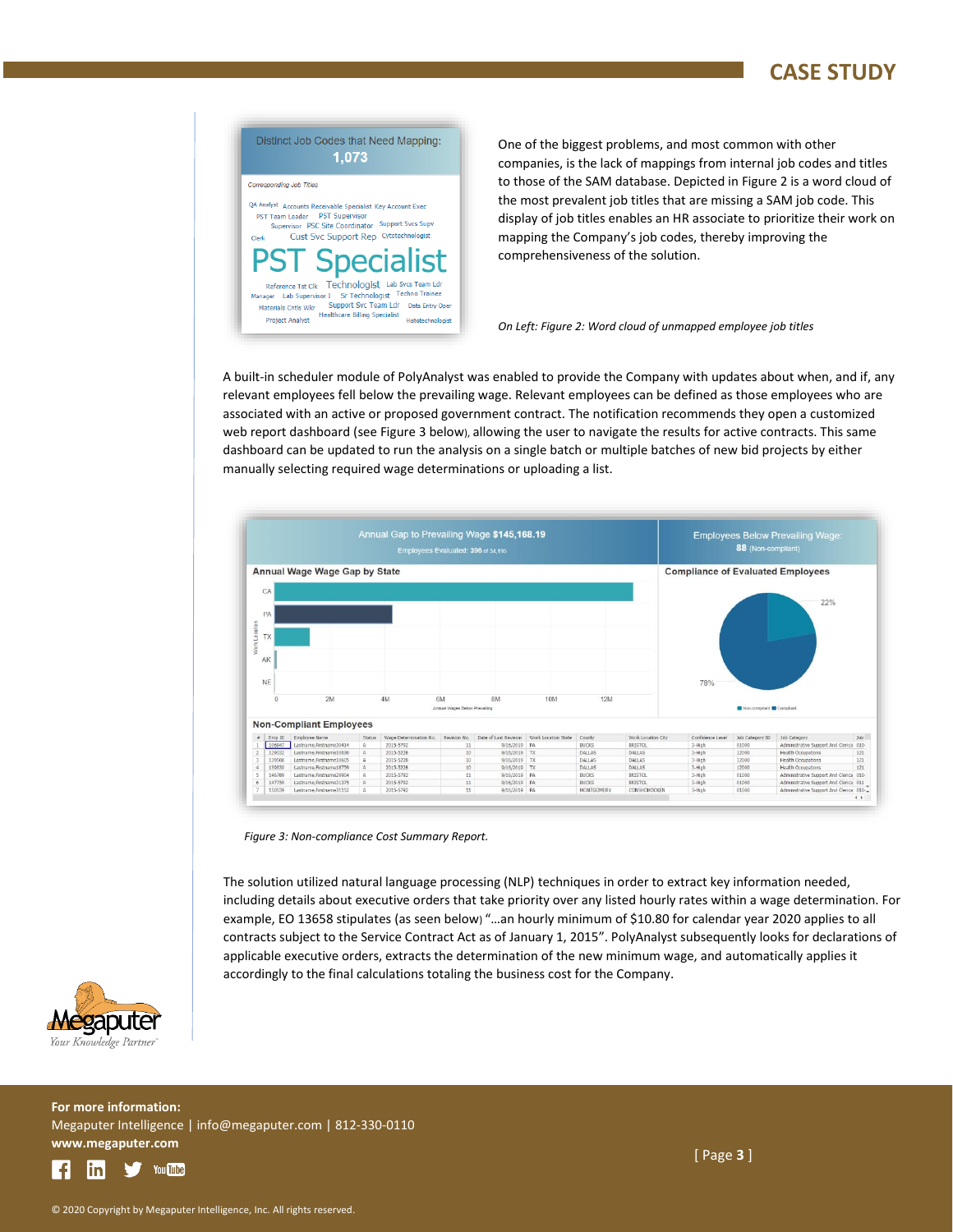One of the biggest problems, and most common with other companies, is the lack of mappings from internal job codes and titles to those of the SAM database. Depicted in Figure 2 is a word cloud of the most prevalent job titles that are missing a SAM job code. This display of job titles enables an HR associate to prioritize their work on mapping the Company's job codes, thereby improving the comprehensiveness of the solution.

*On Left: Figure 2: Word cloud of unmapped employee job titles*

A built-in scheduler module of PolyAnalyst was enabled to provide the Company with updates about when, and if, any relevant employees fell below the prevailing wage. Relevant employees can be defined as those employees who are associated with an active or proposed government contract. The notification recommends they open a customized web report dashboard (see Figure 3 below), allowing the user to navigate the results for active contracts. This same dashboard can be updated to run the analysis on a single batch or multiple batches of new bid projects by either manually selecting required wage determinations or uploading a list.

*Figure 3: Non-compliance Cost Summary Report.*

The solution utilized natural language processing (NLP) techniques in order to extract key information needed, including details about executive orders that take priority over any listed hourly rates within a wage determination. For example, EO 13658 stipulates (as seen below) "…an hourly minimum of $10.80 for calendar year 2020 applies to all contracts subject to the Service Contract Act as of January 1, 2015". PolyAnalyst subsequently looks for declarations of applicable executive orders, extracts the determination of the new minimum wage, and automatically applies it accordingly to the final calculations totaling the business cost for the Company.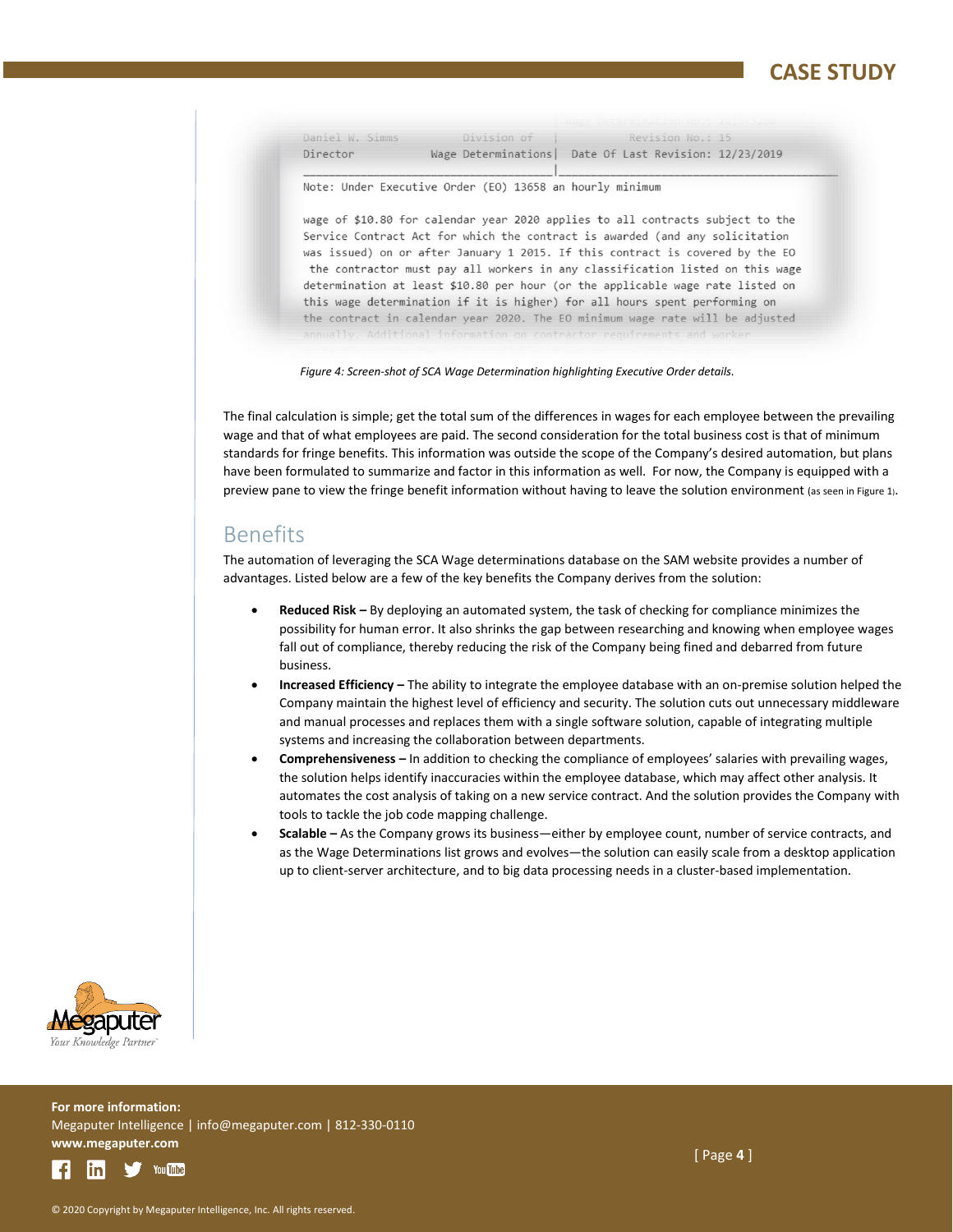```
Daniel W. Simms          Division of       |           Revision No.: 15
Director            Wage Determinations|  Date Of Last Revision: 12/23/2019
___________________________________________|_______________________________________
Note: Under Executive Order (EO) 13658 an hourly minimum

wage of $10.80 for calendar year 2020 applies to all contracts subject to the
Service Contract Act for which the contract is awarded (and any solicitation
was issued) on or after January 1 2015. If this contract is covered by the EO
 the contractor must pay all workers in any classification listed on this wage
determination at least $10.80 per hour (or the applicable wage rate listed on
this wage determination if it is higher) for all hours spent performing on
the contract in calendar year 2020. The EO minimum wage rate will be adjusted
annually. Additional information on contractor requirements and worker
```

*Figure 4: Screen-shot of SCA Wage Determination highlighting Executive Order details.*

The final calculation is simple; get the total sum of the differences in wages for each employee between the prevailing wage and that of what employees are paid. The second consideration for the total business cost is that of minimum standards for fringe benefits. This information was outside the scope of the Company's desired automation, but plans have been formulated to summarize and factor in this information as well. For now, the Company is equipped with a preview pane to view the fringe benefit information without having to leave the solution environment (as seen in Figure 1).

## Benefits

The automation of leveraging the SCA Wage determinations database on the SAM website provides a number of advantages. Listed below are a few of the key benefits the Company derives from the solution:

- **Reduced Risk –** By deploying an automated system, the task of checking for compliance minimizes the possibility for human error. It also shrinks the gap between researching and knowing when employee wages fall out of compliance, thereby reducing the risk of the Company being fined and debarred from future business.
- **Increased Efficiency –** The ability to integrate the employee database with an on-premise solution helped the Company maintain the highest level of efficiency and security. The solution cuts out unnecessary middleware and manual processes and replaces them with a single software solution, capable of integrating multiple systems and increasing the collaboration between departments.
- **Comprehensiveness –** In addition to checking the compliance of employees' salaries with prevailing wages, the solution helps identify inaccuracies within the employee database, which may affect other analysis. It automates the cost analysis of taking on a new service contract. And the solution provides the Company with tools to tackle the job code mapping challenge.
- **Scalable –** As the Company grows its business—either by employee count, number of service contracts, and as the Wage Determinations list grows and evolves—the solution can easily scale from a desktop application up to client-server architecture, and to big data processing needs in a cluster-based implementation.

**For more information:**
Megaputer Intelligence | info@megaputer.com | 812-330-0110
**www.megaputer.com**

© 2020 Copyright by Megaputer Intelligence, Inc. All rights reserved.